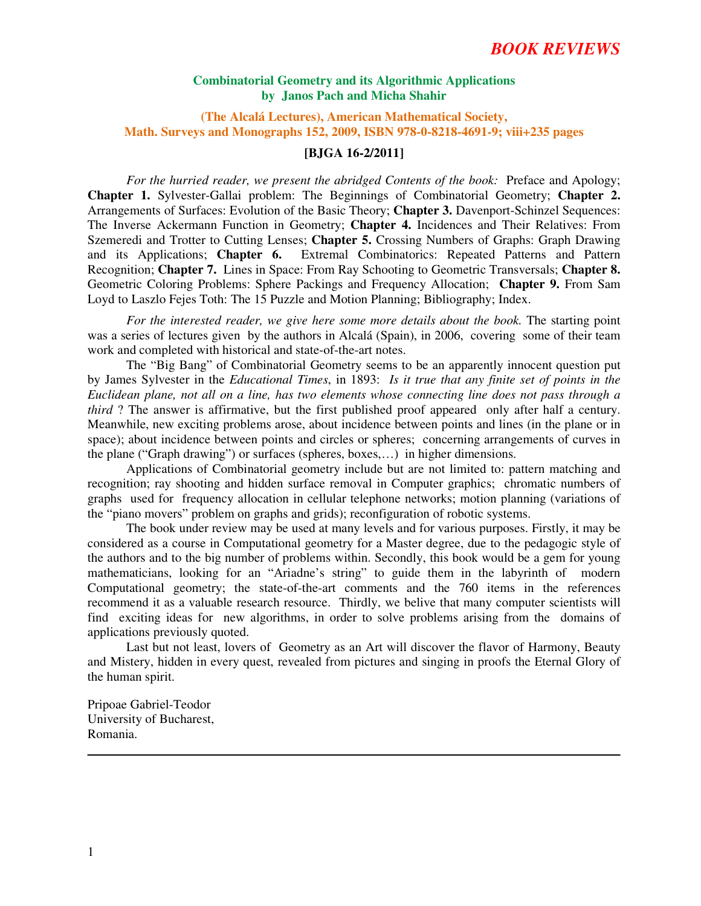# BOOK REVIEWS

## Combinatorial Geometry and its Algorithmic Applications
## by Janos Pach and Micha Shahir

### (The Alcalá Lectures), American Mathematical Society, Math. Surveys and Monographs 152, 2009, ISBN 978-0-8218-4691-9; viii+235 pages

**[BJGA 16-2/2011]**

*For the hurried reader, we present the abridged Contents of the book:* Preface and Apology; **Chapter 1.** Sylvester-Gallai problem: The Beginnings of Combinatorial Geometry; **Chapter 2.** Arrangements of Surfaces: Evolution of the Basic Theory; **Chapter 3.** Davenport-Schinzel Sequences: The Inverse Ackermann Function in Geometry; **Chapter 4.** Incidences and Their Relatives: From Szemeredi and Trotter to Cutting Lenses; **Chapter 5.** Crossing Numbers of Graphs: Graph Drawing and its Applications; **Chapter 6.** Extremal Combinatorics: Repeated Patterns and Pattern Recognition; **Chapter 7.** Lines in Space: From Ray Schooting to Geometric Transversals; **Chapter 8.** Geometric Coloring Problems: Sphere Packings and Frequency Allocation; **Chapter 9.** From Sam Loyd to Laszlo Fejes Toth: The 15 Puzzle and Motion Planning; Bibliography; Index.

*For the interested reader, we give here some more details about the book.* The starting point was a series of lectures given by the authors in Alcalá (Spain), in 2006, covering some of their team work and completed with historical and state-of-the-art notes.

The "Big Bang" of Combinatorial Geometry seems to be an apparently innocent question put by James Sylvester in the *Educational Times*, in 1893: *Is it true that any finite set of points in the Euclidean plane, not all on a line, has two elements whose connecting line does not pass through a third* ? The answer is affirmative, but the first published proof appeared only after half a century. Meanwhile, new exciting problems arose, about incidence between points and lines (in the plane or in space); about incidence between points and circles or spheres; concerning arrangements of curves in the plane ("Graph drawing") or surfaces (spheres, boxes,…) in higher dimensions.

Applications of Combinatorial geometry include but are not limited to: pattern matching and recognition; ray shooting and hidden surface removal in Computer graphics; chromatic numbers of graphs used for frequency allocation in cellular telephone networks; motion planning (variations of the "piano movers" problem on graphs and grids); reconfiguration of robotic systems.

The book under review may be used at many levels and for various purposes. Firstly, it may be considered as a course in Computational geometry for a Master degree, due to the pedagogic style of the authors and to the big number of problems within. Secondly, this book would be a gem for young mathematicians, looking for an "Ariadne's string" to guide them in the labyrinth of modern Computational geometry; the state-of-the-art comments and the 760 items in the references recommend it as a valuable research resource. Thirdly, we belive that many computer scientists will find exciting ideas for new algorithms, in order to solve problems arising from the domains of applications previously quoted.

Last but not least, lovers of Geometry as an Art will discover the flavor of Harmony, Beauty and Mistery, hidden in every quest, revealed from pictures and singing in proofs the Eternal Glory of the human spirit.

Pripoae Gabriel-Teodor
University of Bucharest,
Romania.

---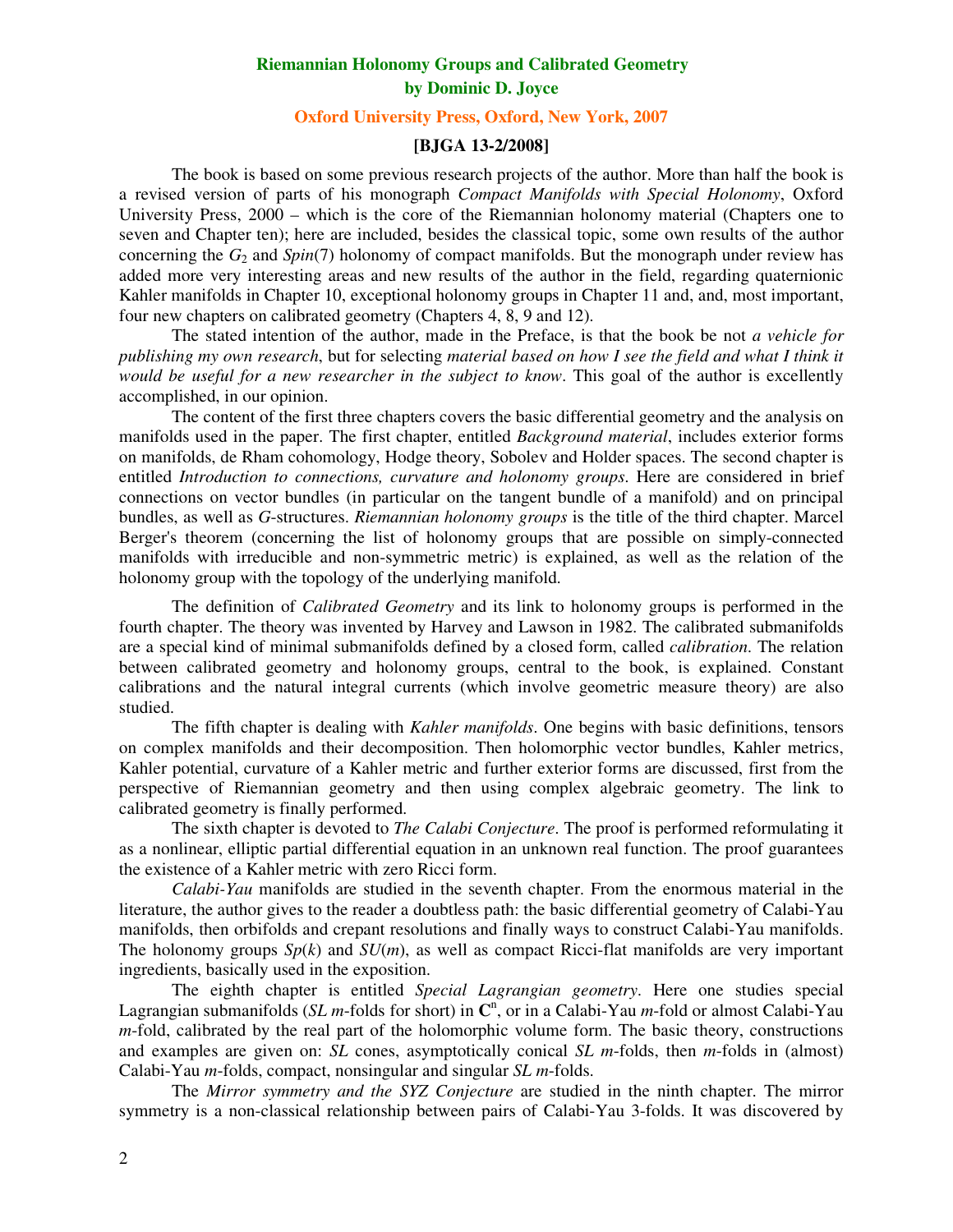# Riemannian Holonomy Groups and Calibrated Geometry

## by Dominic D. Joyce

### Oxford University Press, Oxford, New York, 2007

**[BJGA 13-2/2008]**

The book is based on some previous research projects of the author. More than half the book is a revised version of parts of his monograph *Compact Manifolds with Special Holonomy*, Oxford University Press, 2000 – which is the core of the Riemannian holonomy material (Chapters one to seven and Chapter ten); here are included, besides the classical topic, some own results of the author concerning the $G_2$ and *Spin*(7) holonomy of compact manifolds. But the monograph under review has added more very interesting areas and new results of the author in the field, regarding quaternionic Kahler manifolds in Chapter 10, exceptional holonomy groups in Chapter 11 and, and, most important, four new chapters on calibrated geometry (Chapters 4, 8, 9 and 12).

The stated intention of the author, made in the Preface, is that the book be not *a vehicle for publishing my own research*, but for selecting *material based on how I see the field and what I think it would be useful for a new researcher in the subject to know*. This goal of the author is excellently accomplished, in our opinion.

The content of the first three chapters covers the basic differential geometry and the analysis on manifolds used in the paper. The first chapter, entitled *Background material*, includes exterior forms on manifolds, de Rham cohomology, Hodge theory, Sobolev and Holder spaces. The second chapter is entitled *Introduction to connections, curvature and holonomy groups*. Here are considered in brief connections on vector bundles (in particular on the tangent bundle of a manifold) and on principal bundles, as well as *G*-structures. *Riemannian holonomy groups* is the title of the third chapter. Marcel Berger's theorem (concerning the list of holonomy groups that are possible on simply-connected manifolds with irreducible and non-symmetric metric) is explained, as well as the relation of the holonomy group with the topology of the underlying manifold.

The definition of *Calibrated Geometry* and its link to holonomy groups is performed in the fourth chapter. The theory was invented by Harvey and Lawson in 1982. The calibrated submanifolds are a special kind of minimal submanifolds defined by a closed form, called *calibration*. The relation between calibrated geometry and holonomy groups, central to the book, is explained. Constant calibrations and the natural integral currents (which involve geometric measure theory) are also studied.

The fifth chapter is dealing with *Kahler manifolds*. One begins with basic definitions, tensors on complex manifolds and their decomposition. Then holomorphic vector bundles, Kahler metrics, Kahler potential, curvature of a Kahler metric and further exterior forms are discussed, first from the perspective of Riemannian geometry and then using complex algebraic geometry. The link to calibrated geometry is finally performed.

The sixth chapter is devoted to *The Calabi Conjecture*. The proof is performed reformulating it as a nonlinear, elliptic partial differential equation in an unknown real function. The proof guarantees the existence of a Kahler metric with zero Ricci form.

*Calabi-Yau* manifolds are studied in the seventh chapter. From the enormous material in the literature, the author gives to the reader a doubtless path: the basic differential geometry of Calabi-Yau manifolds, then orbifolds and crepant resolutions and finally ways to construct Calabi-Yau manifolds. The holonomy groups $Sp(k)$ and $SU(m)$, as well as compact Ricci-flat manifolds are very important ingredients, basically used in the exposition.

The eighth chapter is entitled *Special Lagrangian geometry*. Here one studies special Lagrangian submanifolds (*SL* $m$-folds for short) in $\mathbf{C}^n$, or in a Calabi-Yau $m$-fold or almost Calabi-Yau $m$-fold, calibrated by the real part of the holomorphic volume form. The basic theory, constructions and examples are given on: *SL* cones, asymptotically conical *SL* $m$-folds, then $m$-folds in (almost) Calabi-Yau $m$-folds, compact, nonsingular and singular *SL* $m$-folds.

The *Mirror symmetry and the SYZ Conjecture* are studied in the ninth chapter. The mirror symmetry is a non-classical relationship between pairs of Calabi-Yau 3-folds. It was discovered by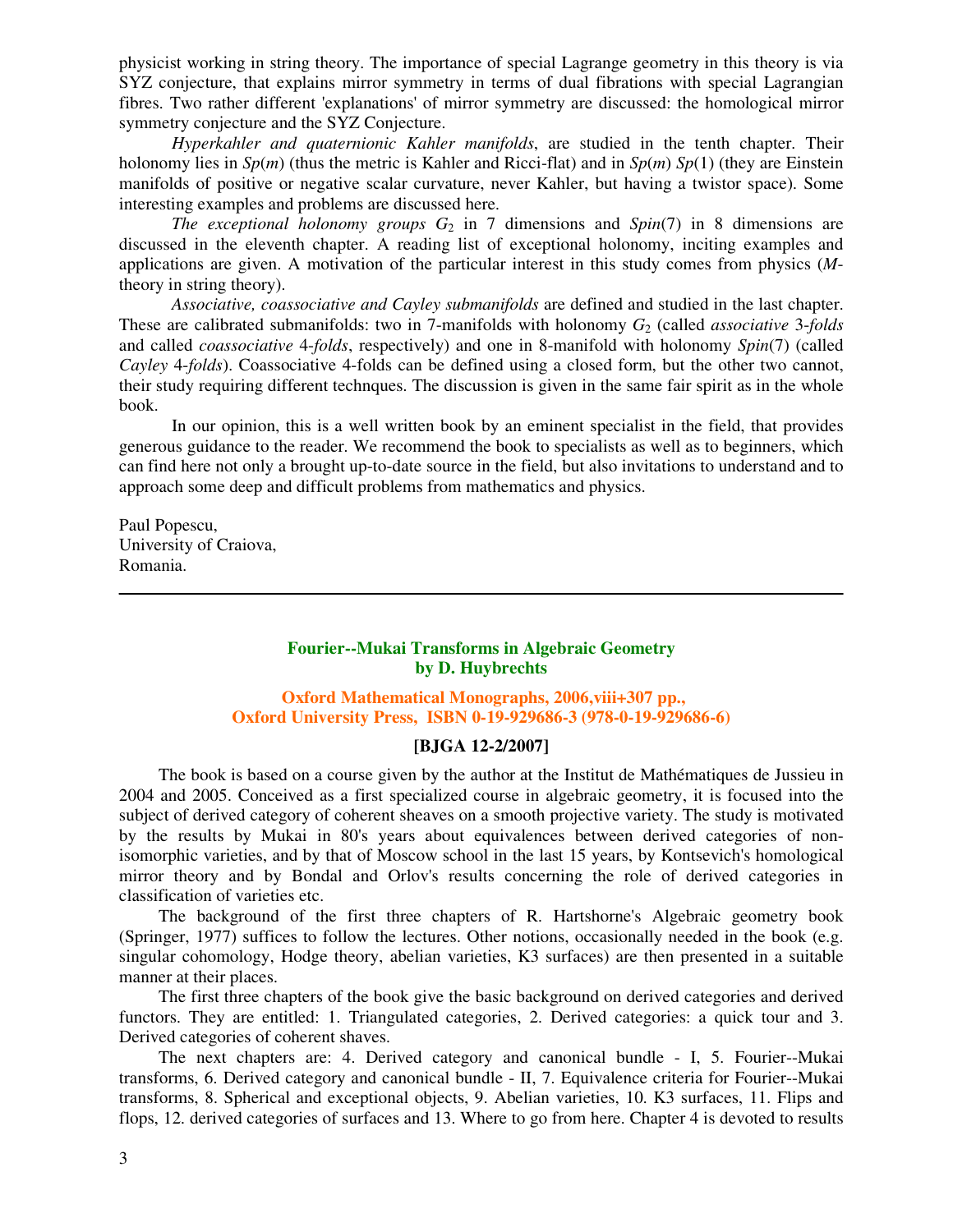physicist working in string theory. The importance of special Lagrange geometry in this theory is via SYZ conjecture, that explains mirror symmetry in terms of dual fibrations with special Lagrangian fibres. Two rather different 'explanations' of mirror symmetry are discussed: the homological mirror symmetry conjecture and the SYZ Conjecture.

*Hyperkahler and quaternionic Kahler manifolds*, are studied in the tenth chapter. Their holonomy lies in $Sp(m)$ (thus the metric is Kahler and Ricci-flat) and in $Sp(m)$ $Sp(1)$ (they are Einstein manifolds of positive or negative scalar curvature, never Kahler, but having a twistor space). Some interesting examples and problems are discussed here.

*The exceptional holonomy groups* $G_2$ in 7 dimensions and $Spin(7)$ in 8 dimensions are discussed in the eleventh chapter. A reading list of exceptional holonomy, inciting examples and applications are given. A motivation of the particular interest in this study comes from physics (*M*-theory in string theory).

*Associative, coassociative and Cayley submanifolds* are defined and studied in the last chapter. These are calibrated submanifolds: two in 7-manifolds with holonomy $G_2$ (called *associative* 3-*folds* and called *coassociative* 4-*folds*, respectively) and one in 8-manifold with holonomy $Spin(7)$ (called *Cayley* 4-*folds*). Coassociative 4-folds can be defined using a closed form, but the other two cannot, their study requiring different technques. The discussion is given in the same fair spirit as in the whole book.

In our opinion, this is a well written book by an eminent specialist in the field, that provides generous guidance to the reader. We recommend the book to specialists as well as to beginners, which can find here not only a brought up-to-date source in the field, but also invitations to understand and to approach some deep and difficult problems from mathematics and physics.

Paul Popescu,
University of Craiova,
Romania.

---

## Fourier--Mukai Transforms in Algebraic Geometry
## by D. Huybrechts

**Oxford Mathematical Monographs, 2006,viii+307 pp.,**
**Oxford University Press, ISBN 0-19-929686-3 (978-0-19-929686-6)**

**[BJGA 12-2/2007]**

The book is based on a course given by the author at the Institut de Mathématiques de Jussieu in 2004 and 2005. Conceived as a first specialized course in algebraic geometry, it is focused into the subject of derived category of coherent sheaves on a smooth projective variety. The study is motivated by the results by Mukai in 80's years about equivalences between derived categories of non-isomorphic varieties, and by that of Moscow school in the last 15 years, by Kontsevich's homological mirror theory and by Bondal and Orlov's results concerning the role of derived categories in classification of varieties etc.

The background of the first three chapters of R. Hartshorne's Algebraic geometry book (Springer, 1977) suffices to follow the lectures. Other notions, occasionally needed in the book (e.g. singular cohomology, Hodge theory, abelian varieties, K3 surfaces) are then presented in a suitable manner at their places.

The first three chapters of the book give the basic background on derived categories and derived functors. They are entitled: 1. Triangulated categories, 2. Derived categories: a quick tour and 3. Derived categories of coherent shaves.

The next chapters are: 4. Derived category and canonical bundle - I, 5. Fourier--Mukai transforms, 6. Derived category and canonical bundle - II, 7. Equivalence criteria for Fourier--Mukai transforms, 8. Spherical and exceptional objects, 9. Abelian varieties, 10. K3 surfaces, 11. Flips and flops, 12. derived categories of surfaces and 13. Where to go from here. Chapter 4 is devoted to results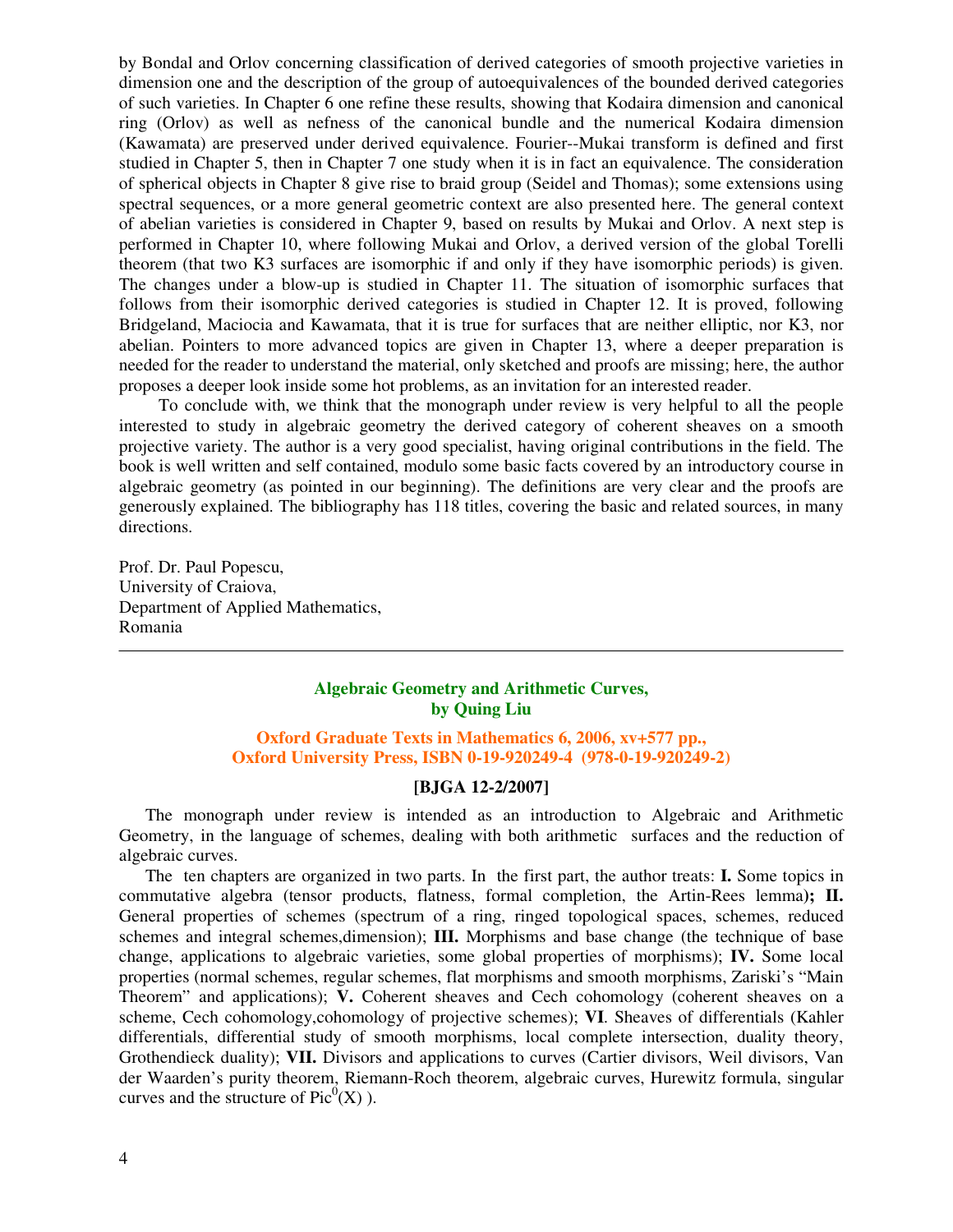by Bondal and Orlov concerning classification of derived categories of smooth projective varieties in dimension one and the description of the group of autoequivalences of the bounded derived categories of such varieties. In Chapter 6 one refine these results, showing that Kodaira dimension and canonical ring (Orlov) as well as nefness of the canonical bundle and the numerical Kodaira dimension (Kawamata) are preserved under derived equivalence. Fourier--Mukai transform is defined and first studied in Chapter 5, then in Chapter 7 one study when it is in fact an equivalence. The consideration of spherical objects in Chapter 8 give rise to braid group (Seidel and Thomas); some extensions using spectral sequences, or a more general geometric context are also presented here. The general context of abelian varieties is considered in Chapter 9, based on results by Mukai and Orlov. A next step is performed in Chapter 10, where following Mukai and Orlov, a derived version of the global Torelli theorem (that two K3 surfaces are isomorphic if and only if they have isomorphic periods) is given. The changes under a blow-up is studied in Chapter 11. The situation of isomorphic surfaces that follows from their isomorphic derived categories is studied in Chapter 12. It is proved, following Bridgeland, Maciocia and Kawamata, that it is true for surfaces that are neither elliptic, nor K3, nor abelian. Pointers to more advanced topics are given in Chapter 13, where a deeper preparation is needed for the reader to understand the material, only sketched and proofs are missing; here, the author proposes a deeper look inside some hot problems, as an invitation for an interested reader.

To conclude with, we think that the monograph under review is very helpful to all the people interested to study in algebraic geometry the derived category of coherent sheaves on a smooth projective variety. The author is a very good specialist, having original contributions in the field. The book is well written and self contained, modulo some basic facts covered by an introductory course in algebraic geometry (as pointed in our beginning). The definitions are very clear and the proofs are generously explained. The bibliography has 118 titles, covering the basic and related sources, in many directions.

Prof. Dr. Paul Popescu,
University of Craiova,
Department of Applied Mathematics,
Romania

---

## Algebraic Geometry and Arithmetic Curves, by Quing Liu

**Oxford Graduate Texts in Mathematics 6, 2006, xv+577 pp., Oxford University Press, ISBN 0-19-920249-4 (978-0-19-920249-2)**

**[BJGA 12-2/2007]**

The monograph under review is intended as an introduction to Algebraic and Arithmetic Geometry, in the language of schemes, dealing with both arithmetic surfaces and the reduction of algebraic curves.

The ten chapters are organized in two parts. In the first part, the author treats: **I.** Some topics in commutative algebra (tensor products, flatness, formal completion, the Artin-Rees lemma)**; II.** General properties of schemes (spectrum of a ring, ringed topological spaces, schemes, reduced schemes and integral schemes,dimension); **III.** Morphisms and base change (the technique of base change, applications to algebraic varieties, some global properties of morphisms); **IV.** Some local properties (normal schemes, regular schemes, flat morphisms and smooth morphisms, Zariski's "Main Theorem" and applications); **V.** Coherent sheaves and Cech cohomology (coherent sheaves on a scheme, Cech cohomology,cohomology of projective schemes); **VI**. Sheaves of differentials (Kahler differentials, differential study of smooth morphisms, local complete intersection, duality theory, Grothendieck duality); **VII.** Divisors and applications to curves (Cartier divisors, Weil divisors, Van der Waarden's purity theorem, Riemann-Roch theorem, algebraic curves, Hurewitz formula, singular curves and the structure of $\mathrm{Pic}^0(X)$ ).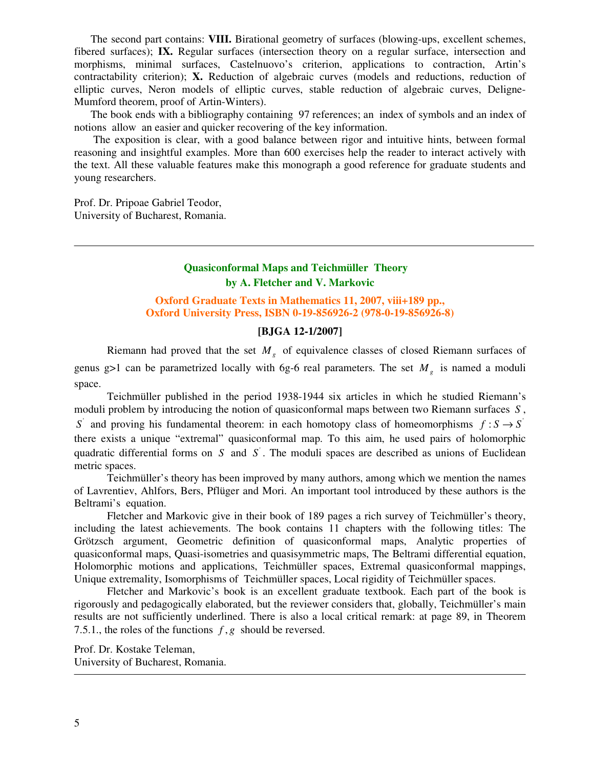The second part contains: **VIII.** Birational geometry of surfaces (blowing-ups, excellent schemes, fibered surfaces); **IX.** Regular surfaces (intersection theory on a regular surface, intersection and morphisms, minimal surfaces, Castelnuovo's criterion, applications to contraction, Artin's contractability criterion); **X.** Reduction of algebraic curves (models and reductions, reduction of elliptic curves, Neron models of elliptic curves, stable reduction of algebraic curves, Deligne-Mumford theorem, proof of Artin-Winters).

The book ends with a bibliography containing 97 references; an index of symbols and an index of notions allow an easier and quicker recovering of the key information.

The exposition is clear, with a good balance between rigor and intuitive hints, between formal reasoning and insightful examples. More than 600 exercises help the reader to interact actively with the text. All these valuable features make this monograph a good reference for graduate students and young researchers.

Prof. Dr. Pripoae Gabriel Teodor,
University of Bucharest, Romania.

---

## Quasiconformal Maps and Teichmüller Theory
### by A. Fletcher and V. Markovic

**Oxford Graduate Texts in Mathematics 11, 2007, viii+189 pp.,**
**Oxford University Press, ISBN 0-19-856926-2 (978-0-19-856926-8)**

**[BJGA 12-1/2007]**

Riemann had proved that the set $M_g$ of equivalence classes of closed Riemann surfaces of genus g>1 can be parametrized locally with 6g-6 real parameters. The set $M_g$ is named a moduli space.

Teichmüller published in the period 1938-1944 six articles in which he studied Riemann's moduli problem by introducing the notion of quasiconformal maps between two Riemann surfaces $S$, $S'$ and proving his fundamental theorem: in each homotopy class of homeomorphisms $f : S \to S'$ there exists a unique "extremal" quasiconformal map. To this aim, he used pairs of holomorphic quadratic differential forms on $S$ and $S'$. The moduli spaces are described as unions of Euclidean metric spaces.

Teichmüller's theory has been improved by many authors, among which we mention the names of Lavrentiev, Ahlfors, Bers, Pflüger and Mori. An important tool introduced by these authors is the Beltrami's equation.

Fletcher and Markovic give in their book of 189 pages a rich survey of Teichmüller's theory, including the latest achievements. The book contains 11 chapters with the following titles: The Grötzsch argument, Geometric definition of quasiconformal maps, Analytic properties of quasiconformal maps, Quasi-isometries and quasisymmetric maps, The Beltrami differential equation, Holomorphic motions and applications, Teichmüller spaces, Extremal quasiconformal mappings, Unique extremality, Isomorphisms of Teichmüller spaces, Local rigidity of Teichmüller spaces.

Fletcher and Markovic's book is an excellent graduate textbook. Each part of the book is rigorously and pedagogically elaborated, but the reviewer considers that, globally, Teichmüller's main results are not sufficiently underlined. There is also a local critical remark: at page 89, in Theorem 7.5.1., the roles of the functions $f, g$ should be reversed.

Prof. Dr. Kostake Teleman,
University of Bucharest, Romania.

---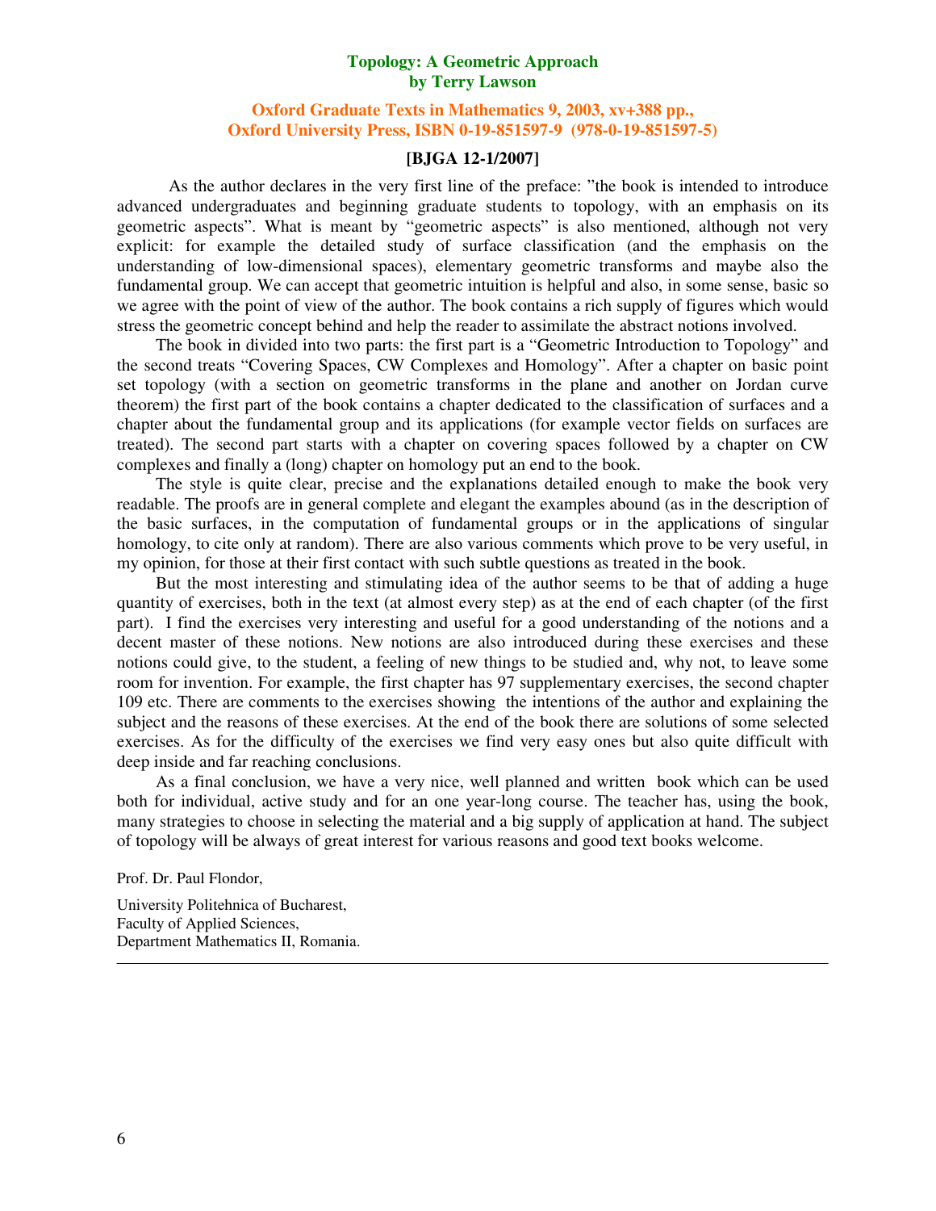## Topology: A Geometric Approach
## by Terry Lawson

### Oxford Graduate Texts in Mathematics 9, 2003, xv+388 pp., Oxford University Press, ISBN 0-19-851597-9 (978-0-19-851597-5)

**[BJGA 12-1/2007]**

As the author declares in the very first line of the preface: "the book is intended to introduce advanced undergraduates and beginning graduate students to topology, with an emphasis on its geometric aspects". What is meant by "geometric aspects" is also mentioned, although not very explicit: for example the detailed study of surface classification (and the emphasis on the understanding of low-dimensional spaces), elementary geometric transforms and maybe also the fundamental group. We can accept that geometric intuition is helpful and also, in some sense, basic so we agree with the point of view of the author. The book contains a rich supply of figures which would stress the geometric concept behind and help the reader to assimilate the abstract notions involved.

The book in divided into two parts: the first part is a "Geometric Introduction to Topology" and the second treats "Covering Spaces, CW Complexes and Homology". After a chapter on basic point set topology (with a section on geometric transforms in the plane and another on Jordan curve theorem) the first part of the book contains a chapter dedicated to the classification of surfaces and a chapter about the fundamental group and its applications (for example vector fields on surfaces are treated). The second part starts with a chapter on covering spaces followed by a chapter on CW complexes and finally a (long) chapter on homology put an end to the book.

The style is quite clear, precise and the explanations detailed enough to make the book very readable. The proofs are in general complete and elegant the examples abound (as in the description of the basic surfaces, in the computation of fundamental groups or in the applications of singular homology, to cite only at random). There are also various comments which prove to be very useful, in my opinion, for those at their first contact with such subtle questions as treated in the book.

But the most interesting and stimulating idea of the author seems to be that of adding a huge quantity of exercises, both in the text (at almost every step) as at the end of each chapter (of the first part). I find the exercises very interesting and useful for a good understanding of the notions and a decent master of these notions. New notions are also introduced during these exercises and these notions could give, to the student, a feeling of new things to be studied and, why not, to leave some room for invention. For example, the first chapter has 97 supplementary exercises, the second chapter 109 etc. There are comments to the exercises showing the intentions of the author and explaining the subject and the reasons of these exercises. At the end of the book there are solutions of some selected exercises. As for the difficulty of the exercises we find very easy ones but also quite difficult with deep inside and far reaching conclusions.

As a final conclusion, we have a very nice, well planned and written book which can be used both for individual, active study and for an one year-long course. The teacher has, using the book, many strategies to choose in selecting the material and a big supply of application at hand. The subject of topology will be always of great interest for various reasons and good text books welcome.

Prof. Dr. Paul Flondor,

University Politehnica of Bucharest,
Faculty of Applied Sciences,
Department Mathematics II, Romania.